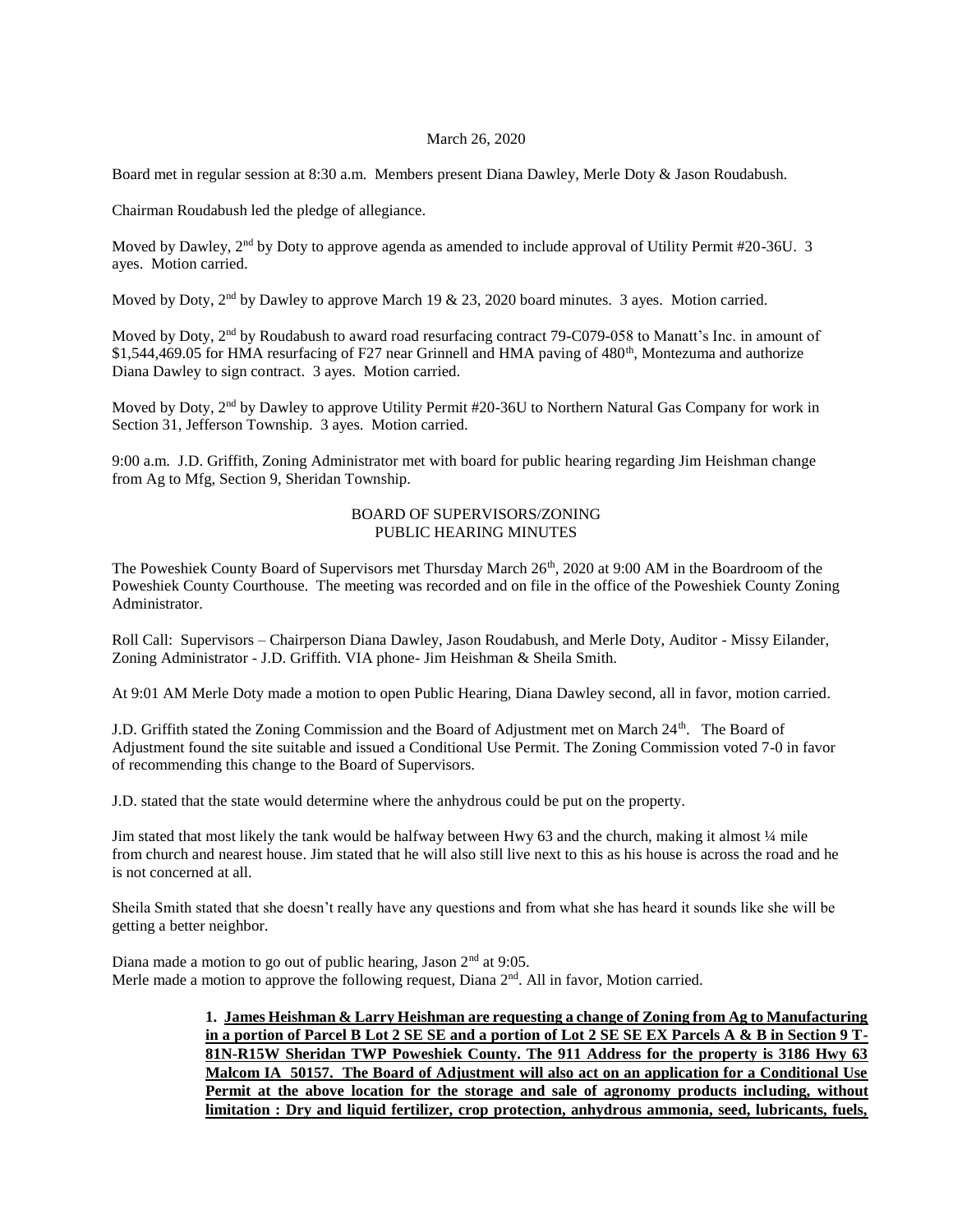March 26, 2020

Board met in regular session at 8:30 a.m. Members present Diana Dawley, Merle Doty & Jason Roudabush.

Chairman Roudabush led the pledge of allegiance.

Moved by Dawley, 2nd by Doty to approve agenda as amended to include approval of Utility Permit #20-36U. 3 ayes. Motion carried.

Moved by Doty, 2nd by Dawley to approve March 19 & 23, 2020 board minutes. 3 ayes. Motion carried.

Moved by Doty, 2nd by Roudabush to award road resurfacing contract 79-C079-058 to Manatt's Inc. in amount of $1,544,469.05 for HMA resurfacing of F27 near Grinnell and HMA paving of 480th, Montezuma and authorize Diana Dawley to sign contract. 3 ayes. Motion carried.

Moved by Doty, 2nd by Dawley to approve Utility Permit #20-36U to Northern Natural Gas Company for work in Section 31, Jefferson Township. 3 ayes. Motion carried.

9:00 a.m. J.D. Griffith, Zoning Administrator met with board for public hearing regarding Jim Heishman change from Ag to Mfg, Section 9, Sheridan Township.

## BOARD OF SUPERVISORS/ZONING PUBLIC HEARING MINUTES

The Poweshiek County Board of Supervisors met Thursday March 26th, 2020 at 9:00 AM in the Boardroom of the Poweshiek County Courthouse. The meeting was recorded and on file in the office of the Poweshiek County Zoning Administrator.

Roll Call: Supervisors – Chairperson Diana Dawley, Jason Roudabush, and Merle Doty, Auditor - Missy Eilander, Zoning Administrator - J.D. Griffith. VIA phone- Jim Heishman & Sheila Smith.

At 9:01 AM Merle Doty made a motion to open Public Hearing, Diana Dawley second, all in favor, motion carried.

J.D. Griffith stated the Zoning Commission and the Board of Adjustment met on March 24th. The Board of Adjustment found the site suitable and issued a Conditional Use Permit. The Zoning Commission voted 7-0 in favor of recommending this change to the Board of Supervisors.

J.D. stated that the state would determine where the anhydrous could be put on the property.

Jim stated that most likely the tank would be halfway between Hwy 63 and the church, making it almost ¼ mile from church and nearest house. Jim stated that he will also still live next to this as his house is across the road and he is not concerned at all.

Sheila Smith stated that she doesn't really have any questions and from what she has heard it sounds like she will be getting a better neighbor.

Diana made a motion to go out of public hearing, Jason 2nd at 9:05.
Merle made a motion to approve the following request, Diana 2nd. All in favor, Motion carried.

> **1. James Heishman & Larry Heishman are requesting a change of Zoning from Ag to Manufacturing in a portion of Parcel B Lot 2 SE SE and a portion of Lot 2 SE SE EX Parcels A & B in Section 9 T-81N-R15W Sheridan TWP Poweshiek County. The 911 Address for the property is 3186 Hwy 63 Malcom IA 50157. The Board of Adjustment will also act on an application for a Conditional Use Permit at the above location for the storage and sale of agronomy products including, without limitation : Dry and liquid fertilizer, crop protection, anhydrous ammonia, seed, lubricants, fuels,**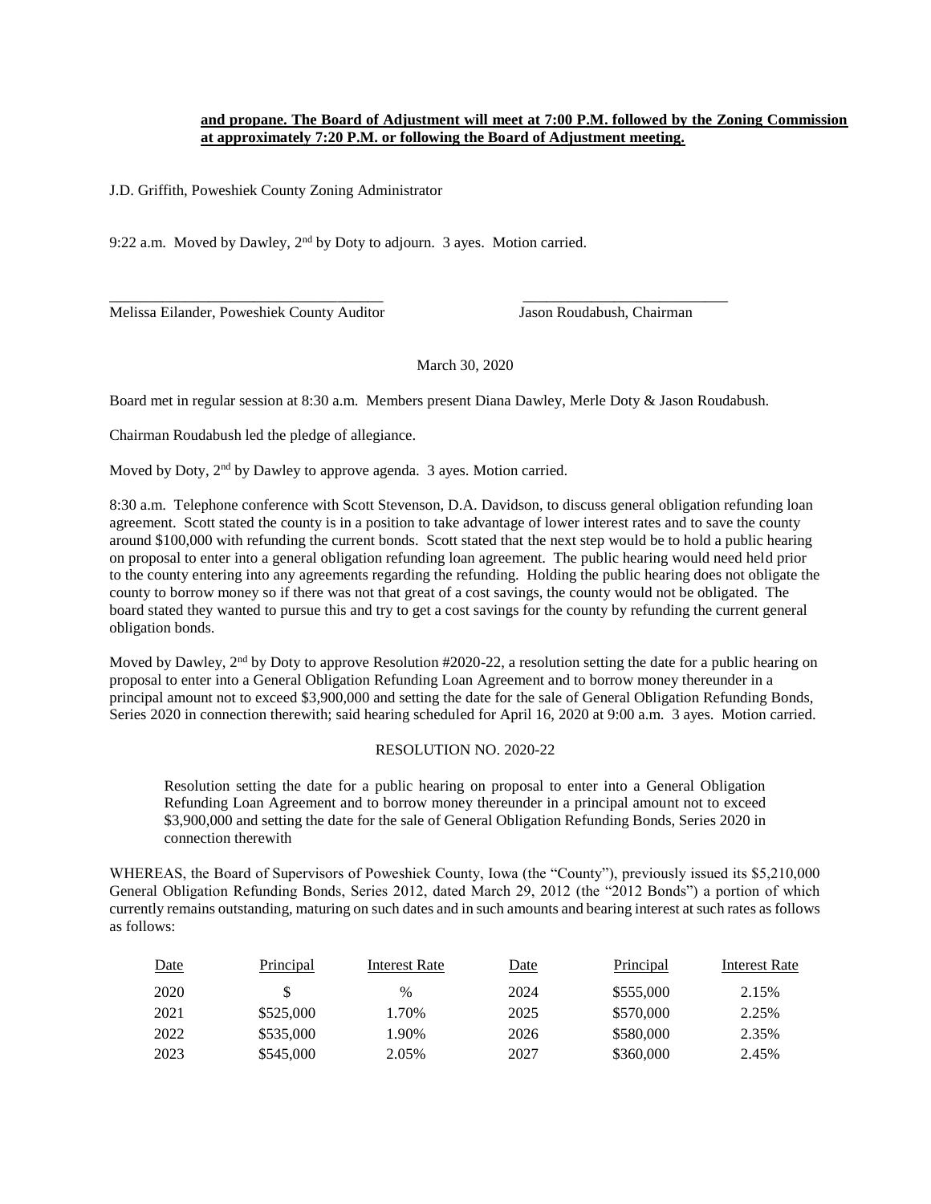**and propane. The Board of Adjustment will meet at 7:00 P.M. followed by the Zoning Commission at approximately 7:20 P.M. or following the Board of Adjustment meeting.**

J.D. Griffith, Poweshiek County Zoning Administrator

9:22 a.m. Moved by Dawley, 2nd by Doty to adjourn. 3 ayes. Motion carried.

\_\_\_\_\_\_\_\_\_\_\_\_\_\_\_\_\_\_\_\_\_\_\_\_\_\_\_\_\_\_\_\_\_\_\_\_ \_\_\_\_\_\_\_\_\_\_\_\_\_\_\_\_\_\_\_\_\_\_\_\_\_\_\_\_

Melissa Eilander, Poweshiek County Auditor Jason Roudabush, Chairman

March 30, 2020

Board met in regular session at 8:30 a.m. Members present Diana Dawley, Merle Doty & Jason Roudabush.

Chairman Roudabush led the pledge of allegiance.

Moved by Doty, 2nd by Dawley to approve agenda. 3 ayes. Motion carried.

8:30 a.m. Telephone conference with Scott Stevenson, D.A. Davidson, to discuss general obligation refunding loan agreement. Scott stated the county is in a position to take advantage of lower interest rates and to save the county around $100,000 with refunding the current bonds. Scott stated that the next step would be to hold a public hearing on proposal to enter into a general obligation refunding loan agreement. The public hearing would need held prior to the county entering into any agreements regarding the refunding. Holding the public hearing does not obligate the county to borrow money so if there was not that great of a cost savings, the county would not be obligated. The board stated they wanted to pursue this and try to get a cost savings for the county by refunding the current general obligation bonds.

Moved by Dawley, 2nd by Doty to approve Resolution #2020-22, a resolution setting the date for a public hearing on proposal to enter into a General Obligation Refunding Loan Agreement and to borrow money thereunder in a principal amount not to exceed $3,900,000 and setting the date for the sale of General Obligation Refunding Bonds, Series 2020 in connection therewith; said hearing scheduled for April 16, 2020 at 9:00 a.m. 3 ayes. Motion carried.

RESOLUTION NO. 2020-22

Resolution setting the date for a public hearing on proposal to enter into a General Obligation Refunding Loan Agreement and to borrow money thereunder in a principal amount not to exceed $3,900,000 and setting the date for the sale of General Obligation Refunding Bonds, Series 2020 in connection therewith

WHEREAS, the Board of Supervisors of Poweshiek County, Iowa (the "County"), previously issued its $5,210,000 General Obligation Refunding Bonds, Series 2012, dated March 29, 2012 (the "2012 Bonds") a portion of which currently remains outstanding, maturing on such dates and in such amounts and bearing interest at such rates as follows as follows:

| Date | Principal | Interest Rate | Date | Principal | Interest Rate |
|---|---|---|---|---|---|
| 2020 | $ | % | 2024 | $555,000 | 2.15% |
| 2021 | $525,000 | 1.70% | 2025 | $570,000 | 2.25% |
| 2022 | $535,000 | 1.90% | 2026 | $580,000 | 2.35% |
| 2023 | $545,000 | 2.05% | 2027 | $360,000 | 2.45% |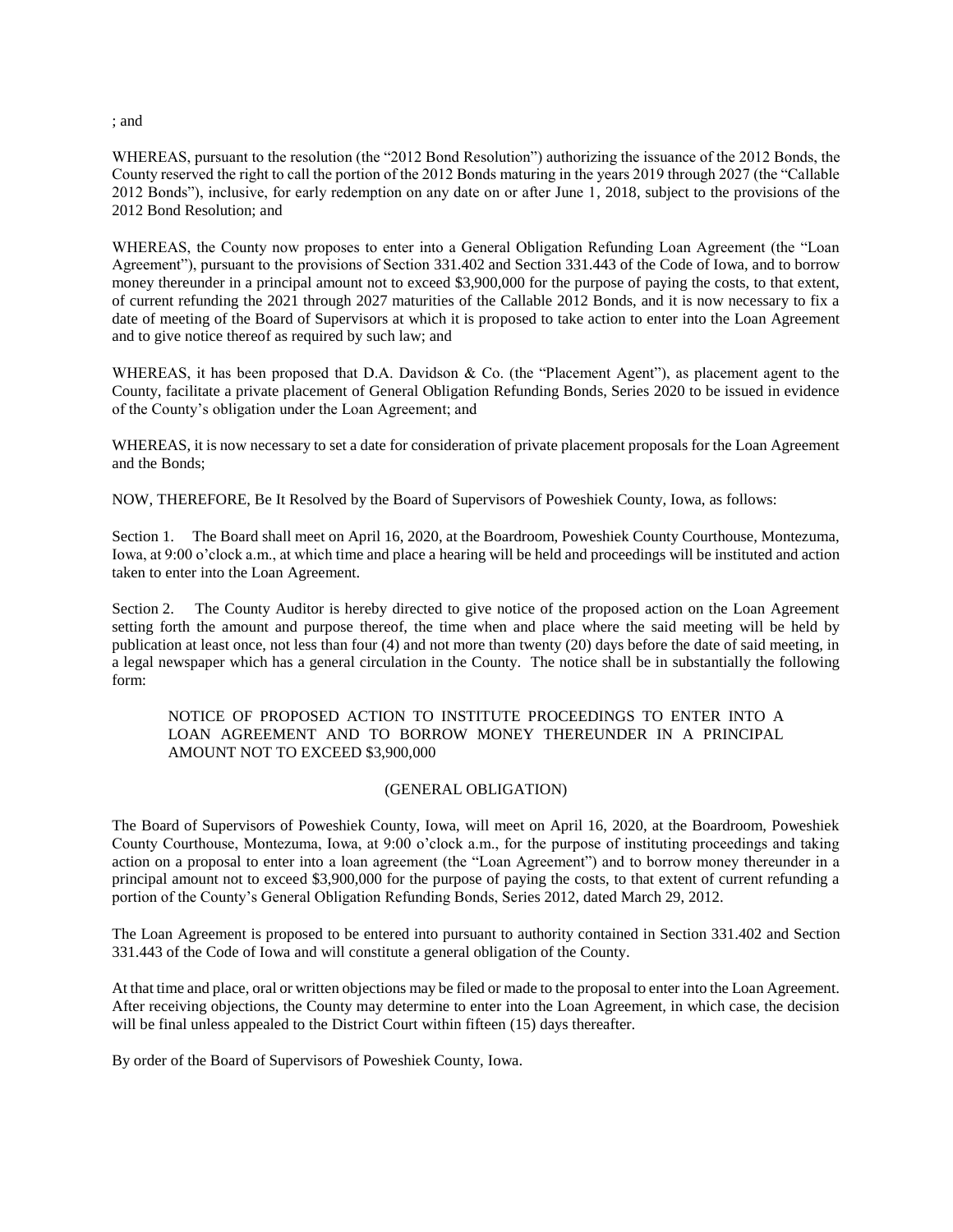; and

WHEREAS, pursuant to the resolution (the "2012 Bond Resolution") authorizing the issuance of the 2012 Bonds, the County reserved the right to call the portion of the 2012 Bonds maturing in the years 2019 through 2027 (the "Callable 2012 Bonds"), inclusive, for early redemption on any date on or after June 1, 2018, subject to the provisions of the 2012 Bond Resolution; and

WHEREAS, the County now proposes to enter into a General Obligation Refunding Loan Agreement (the "Loan Agreement"), pursuant to the provisions of Section 331.402 and Section 331.443 of the Code of Iowa, and to borrow money thereunder in a principal amount not to exceed $3,900,000 for the purpose of paying the costs, to that extent, of current refunding the 2021 through 2027 maturities of the Callable 2012 Bonds, and it is now necessary to fix a date of meeting of the Board of Supervisors at which it is proposed to take action to enter into the Loan Agreement and to give notice thereof as required by such law; and

WHEREAS, it has been proposed that D.A. Davidson & Co. (the "Placement Agent"), as placement agent to the County, facilitate a private placement of General Obligation Refunding Bonds, Series 2020 to be issued in evidence of the County's obligation under the Loan Agreement; and

WHEREAS, it is now necessary to set a date for consideration of private placement proposals for the Loan Agreement and the Bonds;

NOW, THEREFORE, Be It Resolved by the Board of Supervisors of Poweshiek County, Iowa, as follows:

Section 1. The Board shall meet on April 16, 2020, at the Boardroom, Poweshiek County Courthouse, Montezuma, Iowa, at 9:00 o'clock a.m., at which time and place a hearing will be held and proceedings will be instituted and action taken to enter into the Loan Agreement.

Section 2. The County Auditor is hereby directed to give notice of the proposed action on the Loan Agreement setting forth the amount and purpose thereof, the time when and place where the said meeting will be held by publication at least once, not less than four (4) and not more than twenty (20) days before the date of said meeting, in a legal newspaper which has a general circulation in the County. The notice shall be in substantially the following form:

> NOTICE OF PROPOSED ACTION TO INSTITUTE PROCEEDINGS TO ENTER INTO A LOAN AGREEMENT AND TO BORROW MONEY THEREUNDER IN A PRINCIPAL AMOUNT NOT TO EXCEED $3,900,000
>
> (GENERAL OBLIGATION)

The Board of Supervisors of Poweshiek County, Iowa, will meet on April 16, 2020, at the Boardroom, Poweshiek County Courthouse, Montezuma, Iowa, at 9:00 o'clock a.m., for the purpose of instituting proceedings and taking action on a proposal to enter into a loan agreement (the "Loan Agreement") and to borrow money thereunder in a principal amount not to exceed $3,900,000 for the purpose of paying the costs, to that extent of current refunding a portion of the County's General Obligation Refunding Bonds, Series 2012, dated March 29, 2012.

The Loan Agreement is proposed to be entered into pursuant to authority contained in Section 331.402 and Section 331.443 of the Code of Iowa and will constitute a general obligation of the County.

At that time and place, oral or written objections may be filed or made to the proposal to enter into the Loan Agreement. After receiving objections, the County may determine to enter into the Loan Agreement, in which case, the decision will be final unless appealed to the District Court within fifteen (15) days thereafter.

By order of the Board of Supervisors of Poweshiek County, Iowa.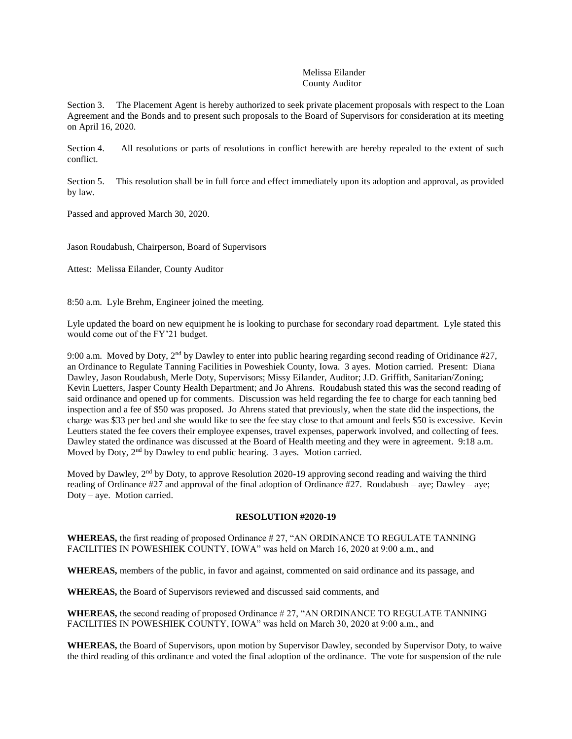Melissa Eilander
County Auditor

Section 3. The Placement Agent is hereby authorized to seek private placement proposals with respect to the Loan Agreement and the Bonds and to present such proposals to the Board of Supervisors for consideration at its meeting on April 16, 2020.

Section 4. All resolutions or parts of resolutions in conflict herewith are hereby repealed to the extent of such conflict.

Section 5. This resolution shall be in full force and effect immediately upon its adoption and approval, as provided by law.

Passed and approved March 30, 2020.

Jason Roudabush, Chairperson, Board of Supervisors

Attest: Melissa Eilander, County Auditor

8:50 a.m. Lyle Brehm, Engineer joined the meeting.

Lyle updated the board on new equipment he is looking to purchase for secondary road department. Lyle stated this would come out of the FY'21 budget.

9:00 a.m. Moved by Doty, 2nd by Dawley to enter into public hearing regarding second reading of Oridinance #27, an Ordinance to Regulate Tanning Facilities in Poweshiek County, Iowa. 3 ayes. Motion carried. Present: Diana Dawley, Jason Roudabush, Merle Doty, Supervisors; Missy Eilander, Auditor; J.D. Griffith, Sanitarian/Zoning; Kevin Luetters, Jasper County Health Department; and Jo Ahrens. Roudabush stated this was the second reading of said ordinance and opened up for comments. Discussion was held regarding the fee to charge for each tanning bed inspection and a fee of $50 was proposed. Jo Ahrens stated that previously, when the state did the inspections, the charge was $33 per bed and she would like to see the fee stay close to that amount and feels $50 is excessive. Kevin Leutters stated the fee covers their employee expenses, travel expenses, paperwork involved, and collecting of fees. Dawley stated the ordinance was discussed at the Board of Health meeting and they were in agreement. 9:18 a.m. Moved by Doty, 2nd by Dawley to end public hearing. 3 ayes. Motion carried.

Moved by Dawley, 2nd by Doty, to approve Resolution 2020-19 approving second reading and waiving the third reading of Ordinance #27 and approval of the final adoption of Ordinance #27. Roudabush – aye; Dawley – aye; Doty – aye. Motion carried.

**RESOLUTION #2020-19**

**WHEREAS,** the first reading of proposed Ordinance # 27, "AN ORDINANCE TO REGULATE TANNING FACILITIES IN POWESHIEK COUNTY, IOWA" was held on March 16, 2020 at 9:00 a.m., and

**WHEREAS,** members of the public, in favor and against, commented on said ordinance and its passage, and

**WHEREAS,** the Board of Supervisors reviewed and discussed said comments, and

**WHEREAS,** the second reading of proposed Ordinance # 27, "AN ORDINANCE TO REGULATE TANNING FACILITIES IN POWESHIEK COUNTY, IOWA" was held on March 30, 2020 at 9:00 a.m., and

**WHEREAS,** the Board of Supervisors, upon motion by Supervisor Dawley, seconded by Supervisor Doty, to waive the third reading of this ordinance and voted the final adoption of the ordinance. The vote for suspension of the rule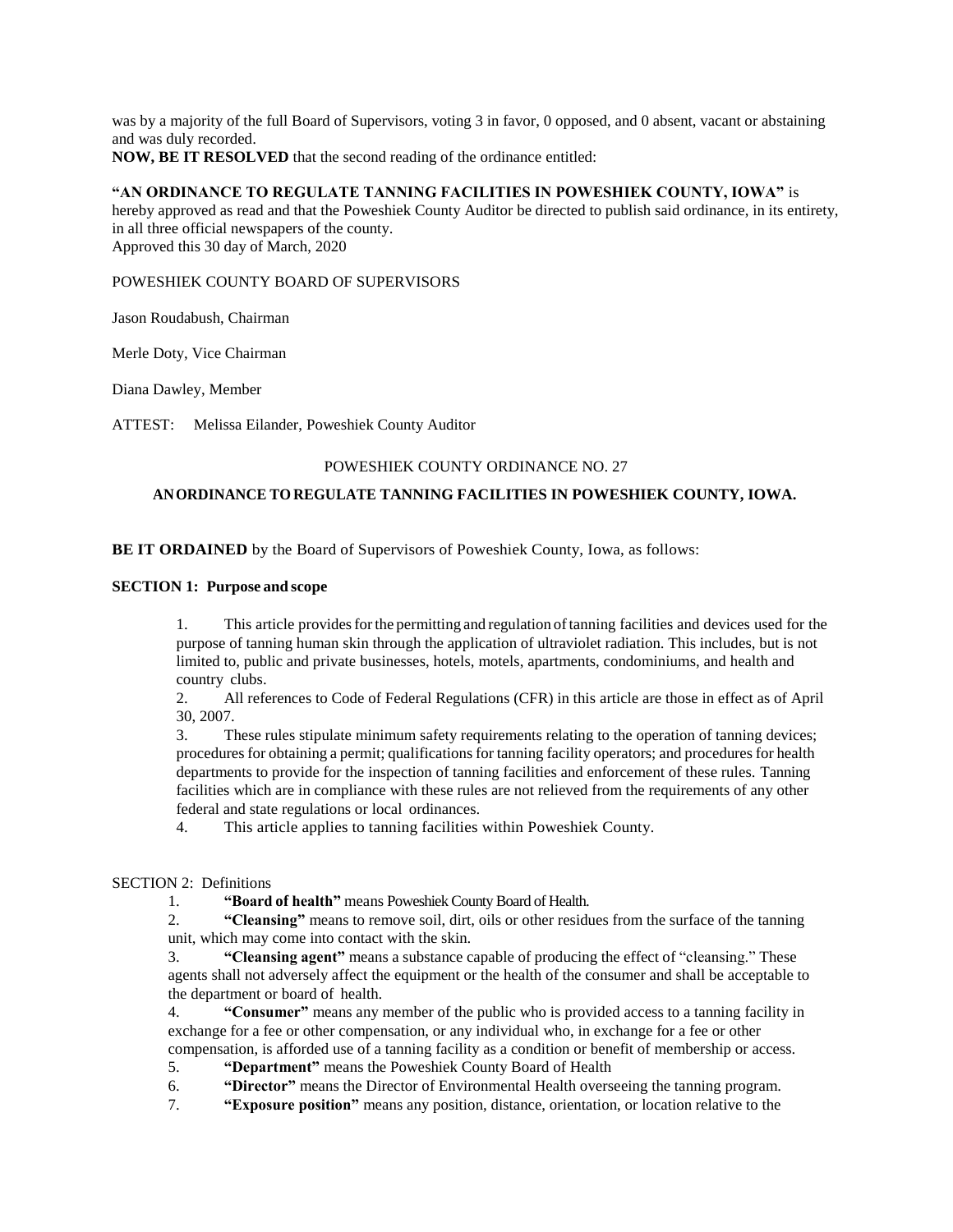was by a majority of the full Board of Supervisors, voting 3 in favor, 0 opposed, and 0 absent, vacant or abstaining and was duly recorded.

**NOW, BE IT RESOLVED** that the second reading of the ordinance entitled:

**"AN ORDINANCE TO REGULATE TANNING FACILITIES IN POWESHIEK COUNTY, IOWA"** is hereby approved as read and that the Poweshiek County Auditor be directed to publish said ordinance, in its entirety, in all three official newspapers of the county.

Approved this 30 day of March, 2020

POWESHIEK COUNTY BOARD OF SUPERVISORS

Jason Roudabush, Chairman

Merle Doty, Vice Chairman

Diana Dawley, Member

ATTEST: Melissa Eilander, Poweshiek County Auditor

POWESHIEK COUNTY ORDINANCE NO. 27

**AN ORDINANCE TO REGULATE TANNING FACILITIES IN POWESHIEK COUNTY, IOWA.**

**BE IT ORDAINED** by the Board of Supervisors of Poweshiek County, Iowa, as follows:

**SECTION 1: Purpose and scope**

1. This article provides for the permitting and regulation of tanning facilities and devices used for the purpose of tanning human skin through the application of ultraviolet radiation. This includes, but is not limited to, public and private businesses, hotels, motels, apartments, condominiums, and health and country clubs.
2. All references to Code of Federal Regulations (CFR) in this article are those in effect as of April 30, 2007.
3. These rules stipulate minimum safety requirements relating to the operation of tanning devices; procedures for obtaining a permit; qualifications for tanning facility operators; and procedures for health departments to provide for the inspection of tanning facilities and enforcement of these rules. Tanning facilities which are in compliance with these rules are not relieved from the requirements of any other federal and state regulations or local ordinances.
4. This article applies to tanning facilities within Poweshiek County.

SECTION 2: Definitions

1. **"Board of health"** means Poweshiek County Board of Health.
2. **"Cleansing"** means to remove soil, dirt, oils or other residues from the surface of the tanning unit, which may come into contact with the skin.
3. **"Cleansing agent"** means a substance capable of producing the effect of "cleansing." These agents shall not adversely affect the equipment or the health of the consumer and shall be acceptable to the department or board of health.
4. **"Consumer"** means any member of the public who is provided access to a tanning facility in exchange for a fee or other compensation, or any individual who, in exchange for a fee or other compensation, is afforded use of a tanning facility as a condition or benefit of membership or access.
5. **"Department"** means the Poweshiek County Board of Health
6. **"Director"** means the Director of Environmental Health overseeing the tanning program.
7. **"Exposure position"** means any position, distance, orientation, or location relative to the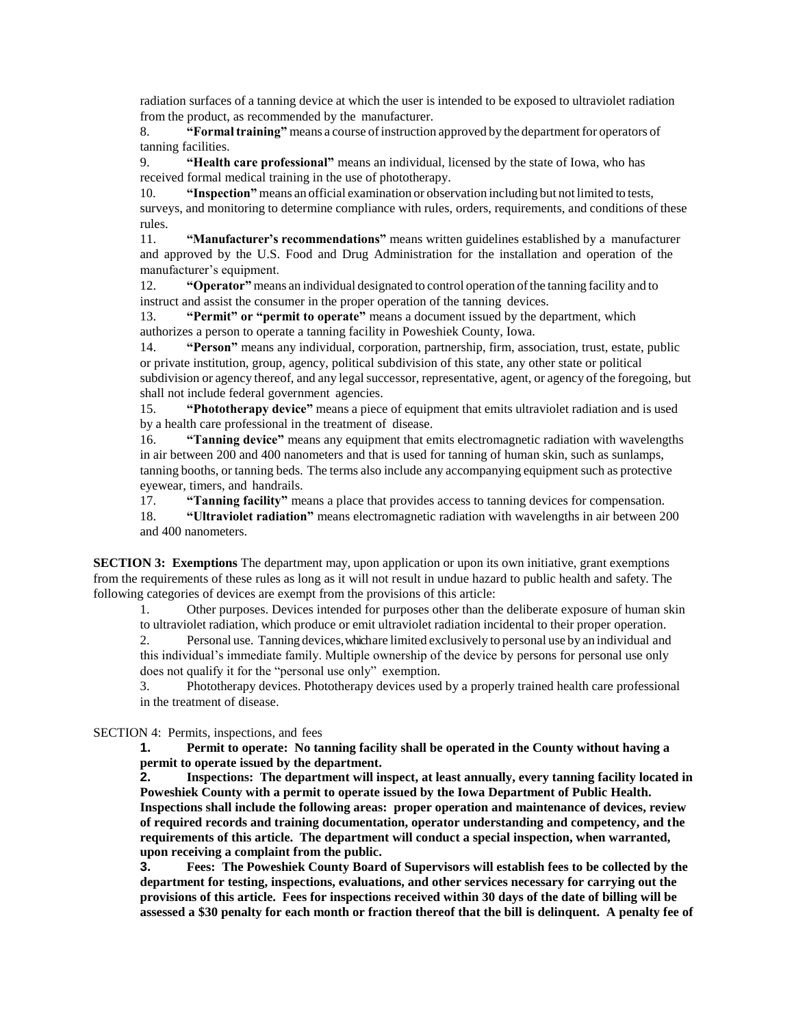radiation surfaces of a tanning device at which the user is intended to be exposed to ultraviolet radiation from the product, as recommended by the manufacturer.

8. **"Formal training"** means a course of instruction approved by the department for operators of tanning facilities.

9. **"Health care professional"** means an individual, licensed by the state of Iowa, who has received formal medical training in the use of phototherapy.

10. **"Inspection"** means an official examination or observation including but not limited to tests, surveys, and monitoring to determine compliance with rules, orders, requirements, and conditions of these rules.

11. **"Manufacturer's recommendations"** means written guidelines established by a manufacturer and approved by the U.S. Food and Drug Administration for the installation and operation of the manufacturer's equipment.

12. **"Operator"** means an individual designated to control operation of the tanning facility and to instruct and assist the consumer in the proper operation of the tanning devices.

13. **"Permit" or "permit to operate"** means a document issued by the department, which authorizes a person to operate a tanning facility in Poweshiek County, Iowa.

14. **"Person"** means any individual, corporation, partnership, firm, association, trust, estate, public or private institution, group, agency, political subdivision of this state, any other state or political subdivision or agency thereof, and any legal successor, representative, agent, or agency of the foregoing, but shall not include federal government agencies.

15. **"Phototherapy device"** means a piece of equipment that emits ultraviolet radiation and is used by a health care professional in the treatment of disease.

16. **"Tanning device"** means any equipment that emits electromagnetic radiation with wavelengths in air between 200 and 400 nanometers and that is used for tanning of human skin, such as sunlamps, tanning booths, or tanning beds. The terms also include any accompanying equipment such as protective eyewear, timers, and handrails.

17. **"Tanning facility"** means a place that provides access to tanning devices for compensation.

18. **"Ultraviolet radiation"** means electromagnetic radiation with wavelengths in air between 200 and 400 nanometers.

**SECTION 3: Exemptions** The department may, upon application or upon its own initiative, grant exemptions from the requirements of these rules as long as it will not result in undue hazard to public health and safety. The following categories of devices are exempt from the provisions of this article:

1. Other purposes. Devices intended for purposes other than the deliberate exposure of human skin to ultraviolet radiation, which produce or emit ultraviolet radiation incidental to their proper operation.
2. Personal use. Tanning devices, which are limited exclusively to personal use by an individual and this individual's immediate family. Multiple ownership of the device by persons for personal use only does not qualify it for the "personal use only" exemption.
3. Phototherapy devices. Phototherapy devices used by a properly trained health care professional in the treatment of disease.

SECTION 4: Permits, inspections, and fees

**1. Permit to operate: No tanning facility shall be operated in the County without having a permit to operate issued by the department.**

**2. Inspections: The department will inspect, at least annually, every tanning facility located in Poweshiek County with a permit to operate issued by the Iowa Department of Public Health. Inspections shall include the following areas: proper operation and maintenance of devices, review of required records and training documentation, operator understanding and competency, and the requirements of this article. The department will conduct a special inspection, when warranted, upon receiving a complaint from the public.**

**3. Fees: The Poweshiek County Board of Supervisors will establish fees to be collected by the department for testing, inspections, evaluations, and other services necessary for carrying out the provisions of this article. Fees for inspections received within 30 days of the date of billing will be assessed a $30 penalty for each month or fraction thereof that the bill is delinquent. A penalty fee of**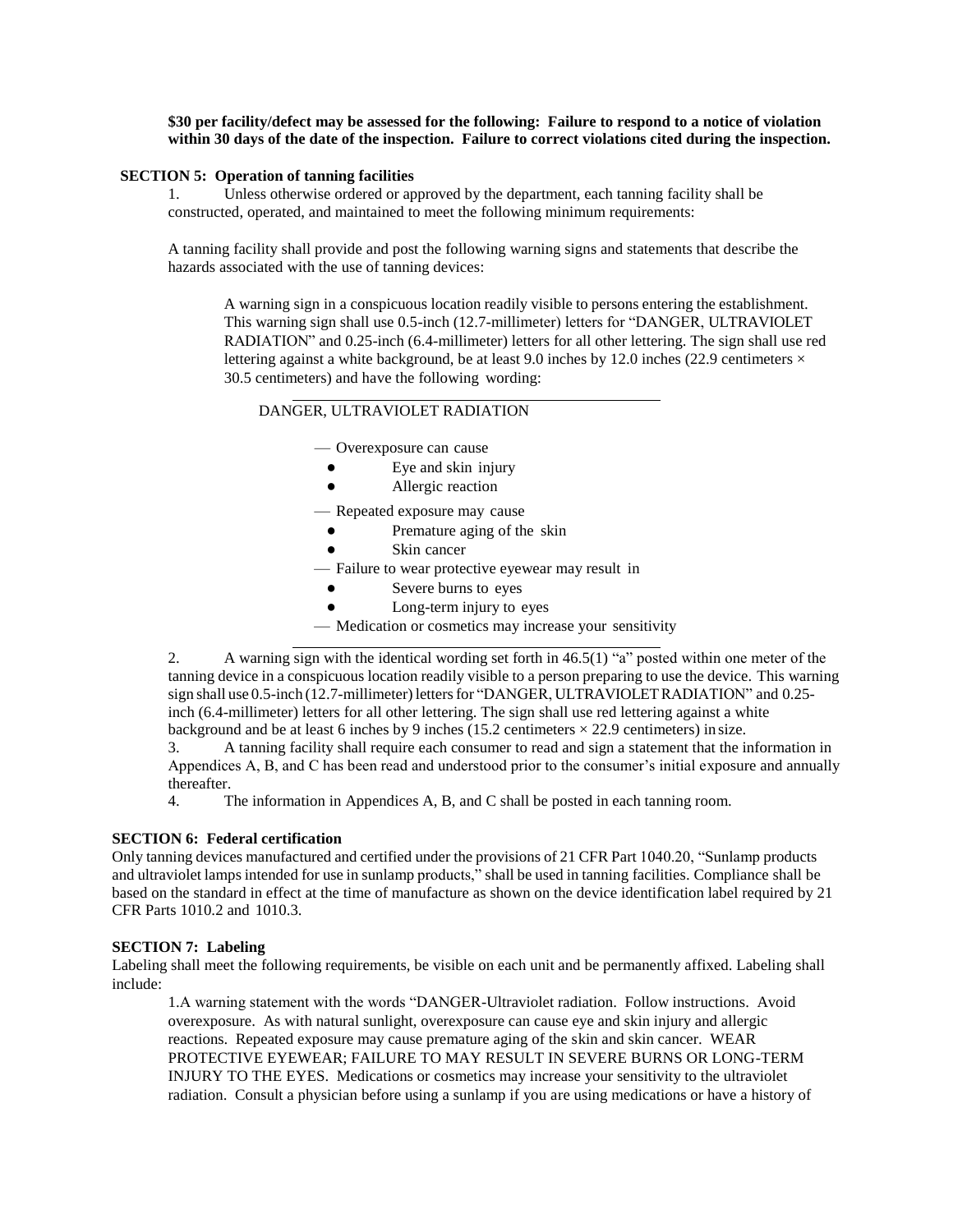**$30 per facility/defect may be assessed for the following: Failure to respond to a notice of violation within 30 days of the date of the inspection. Failure to correct violations cited during the inspection.**

## SECTION 5: Operation of tanning facilities

1. Unless otherwise ordered or approved by the department, each tanning facility shall be constructed, operated, and maintained to meet the following minimum requirements:

A tanning facility shall provide and post the following warning signs and statements that describe the hazards associated with the use of tanning devices:

A warning sign in a conspicuous location readily visible to persons entering the establishment. This warning sign shall use 0.5-inch (12.7-millimeter) letters for "DANGER, ULTRAVIOLET RADIATION" and 0.25-inch (6.4-millimeter) letters for all other lettering. The sign shall use red lettering against a white background, be at least 9.0 inches by 12.0 inches (22.9 centimeters × 30.5 centimeters) and have the following wording:

---

DANGER, ULTRAVIOLET RADIATION

— Overexposure can cause
- Eye and skin injury
- Allergic reaction

— Repeated exposure may cause
- Premature aging of the skin
- Skin cancer

— Failure to wear protective eyewear may result in
- Severe burns to eyes
- Long-term injury to eyes

— Medication or cosmetics may increase your sensitivity

---

2. A warning sign with the identical wording set forth in 46.5(1) "a" posted within one meter of the tanning device in a conspicuous location readily visible to a person preparing to use the device. This warning sign shall use 0.5-inch (12.7-millimeter) letters for "DANGER, ULTRAVIOLET RADIATION" and 0.25-inch (6.4-millimeter) letters for all other lettering. The sign shall use red lettering against a white background and be at least 6 inches by 9 inches (15.2 centimeters × 22.9 centimeters) in size.
3. A tanning facility shall require each consumer to read and sign a statement that the information in Appendices A, B, and C has been read and understood prior to the consumer's initial exposure and annually thereafter.
4. The information in Appendices A, B, and C shall be posted in each tanning room.

## SECTION 6: Federal certification

Only tanning devices manufactured and certified under the provisions of 21 CFR Part 1040.20, "Sunlamp products and ultraviolet lamps intended for use in sunlamp products," shall be used in tanning facilities. Compliance shall be based on the standard in effect at the time of manufacture as shown on the device identification label required by 21 CFR Parts 1010.2 and 1010.3.

## SECTION 7: Labeling

Labeling shall meet the following requirements, be visible on each unit and be permanently affixed. Labeling shall include:

1. A warning statement with the words "DANGER-Ultraviolet radiation. Follow instructions. Avoid overexposure. As with natural sunlight, overexposure can cause eye and skin injury and allergic reactions. Repeated exposure may cause premature aging of the skin and skin cancer. WEAR PROTECTIVE EYEWEAR; FAILURE TO MAY RESULT IN SEVERE BURNS OR LONG-TERM INJURY TO THE EYES. Medications or cosmetics may increase your sensitivity to the ultraviolet radiation. Consult a physician before using a sunlamp if you are using medications or have a history of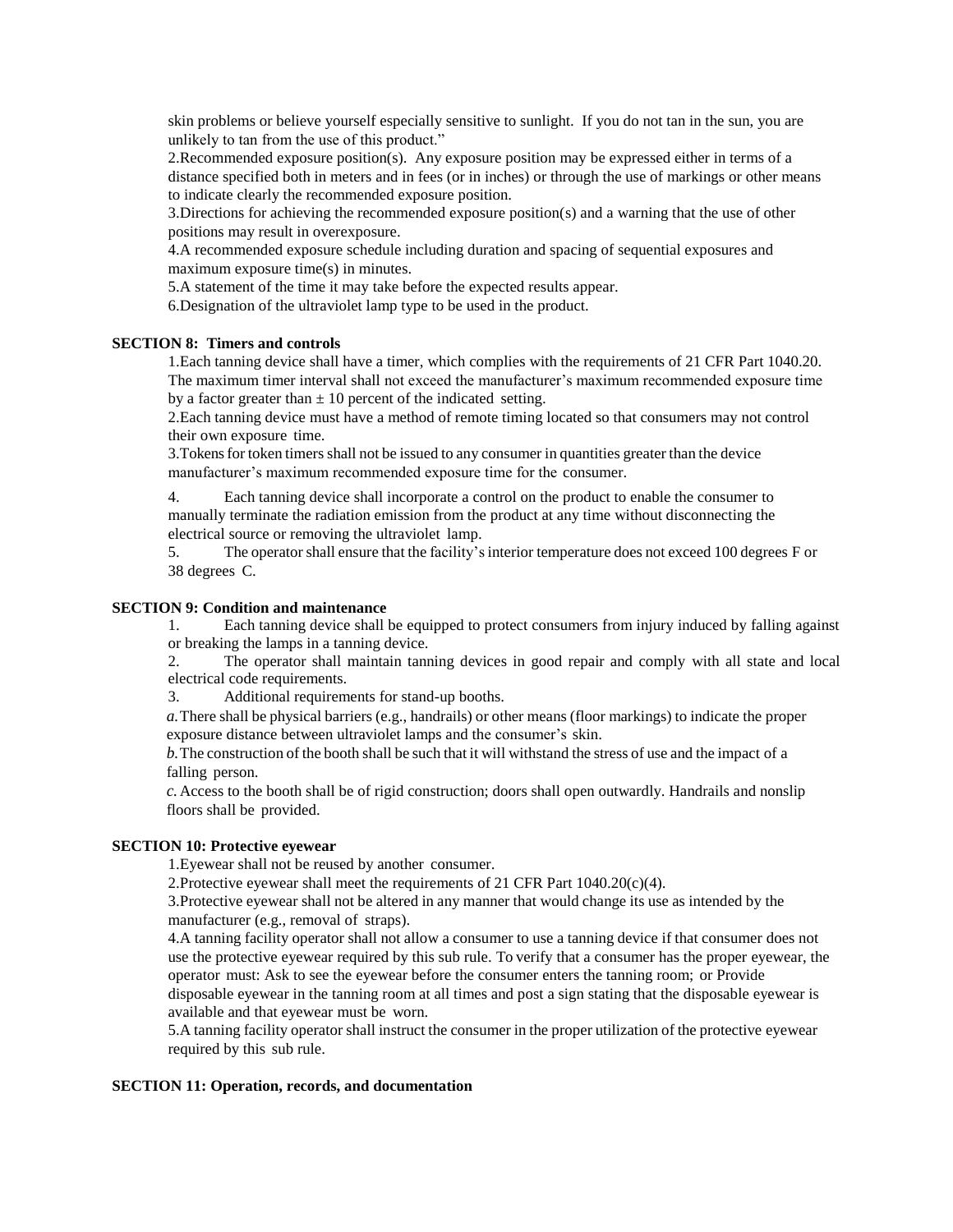skin problems or believe yourself especially sensitive to sunlight. If you do not tan in the sun, you are unlikely to tan from the use of this product."

2.Recommended exposure position(s). Any exposure position may be expressed either in terms of a distance specified both in meters and in fees (or in inches) or through the use of markings or other means to indicate clearly the recommended exposure position.

3.Directions for achieving the recommended exposure position(s) and a warning that the use of other positions may result in overexposure.

4.A recommended exposure schedule including duration and spacing of sequential exposures and maximum exposure time(s) in minutes.

5.A statement of the time it may take before the expected results appear.

6.Designation of the ultraviolet lamp type to be used in the product.

**SECTION 8: Timers and controls**

1.Each tanning device shall have a timer, which complies with the requirements of 21 CFR Part 1040.20. The maximum timer interval shall not exceed the manufacturer's maximum recommended exposure time by a factor greater than ± 10 percent of the indicated setting.

2.Each tanning device must have a method of remote timing located so that consumers may not control their own exposure time.

3.Tokens for token timers shall not be issued to any consumer in quantities greater than the device manufacturer's maximum recommended exposure time for the consumer.

4. Each tanning device shall incorporate a control on the product to enable the consumer to manually terminate the radiation emission from the product at any time without disconnecting the electrical source or removing the ultraviolet lamp.

5. The operator shall ensure that the facility's interior temperature does not exceed 100 degrees F or 38 degrees C.

**SECTION 9: Condition and maintenance**

1. Each tanning device shall be equipped to protect consumers from injury induced by falling against or breaking the lamps in a tanning device.

2. The operator shall maintain tanning devices in good repair and comply with all state and local electrical code requirements.

3. Additional requirements for stand-up booths.

*a.* There shall be physical barriers (e.g., handrails) or other means (floor markings) to indicate the proper exposure distance between ultraviolet lamps and the consumer's skin.

*b.* The construction of the booth shall be such that it will withstand the stress of use and the impact of a falling person.

*c.* Access to the booth shall be of rigid construction; doors shall open outwardly. Handrails and nonslip floors shall be provided.

**SECTION 10: Protective eyewear**

1.Eyewear shall not be reused by another consumer.

2.Protective eyewear shall meet the requirements of 21 CFR Part 1040.20(c)(4).

3.Protective eyewear shall not be altered in any manner that would change its use as intended by the manufacturer (e.g., removal of straps).

4.A tanning facility operator shall not allow a consumer to use a tanning device if that consumer does not use the protective eyewear required by this sub rule. To verify that a consumer has the proper eyewear, the operator must: Ask to see the eyewear before the consumer enters the tanning room; or Provide disposable eyewear in the tanning room at all times and post a sign stating that the disposable eyewear is available and that eyewear must be worn.

5.A tanning facility operator shall instruct the consumer in the proper utilization of the protective eyewear required by this sub rule.

**SECTION 11: Operation, records, and documentation**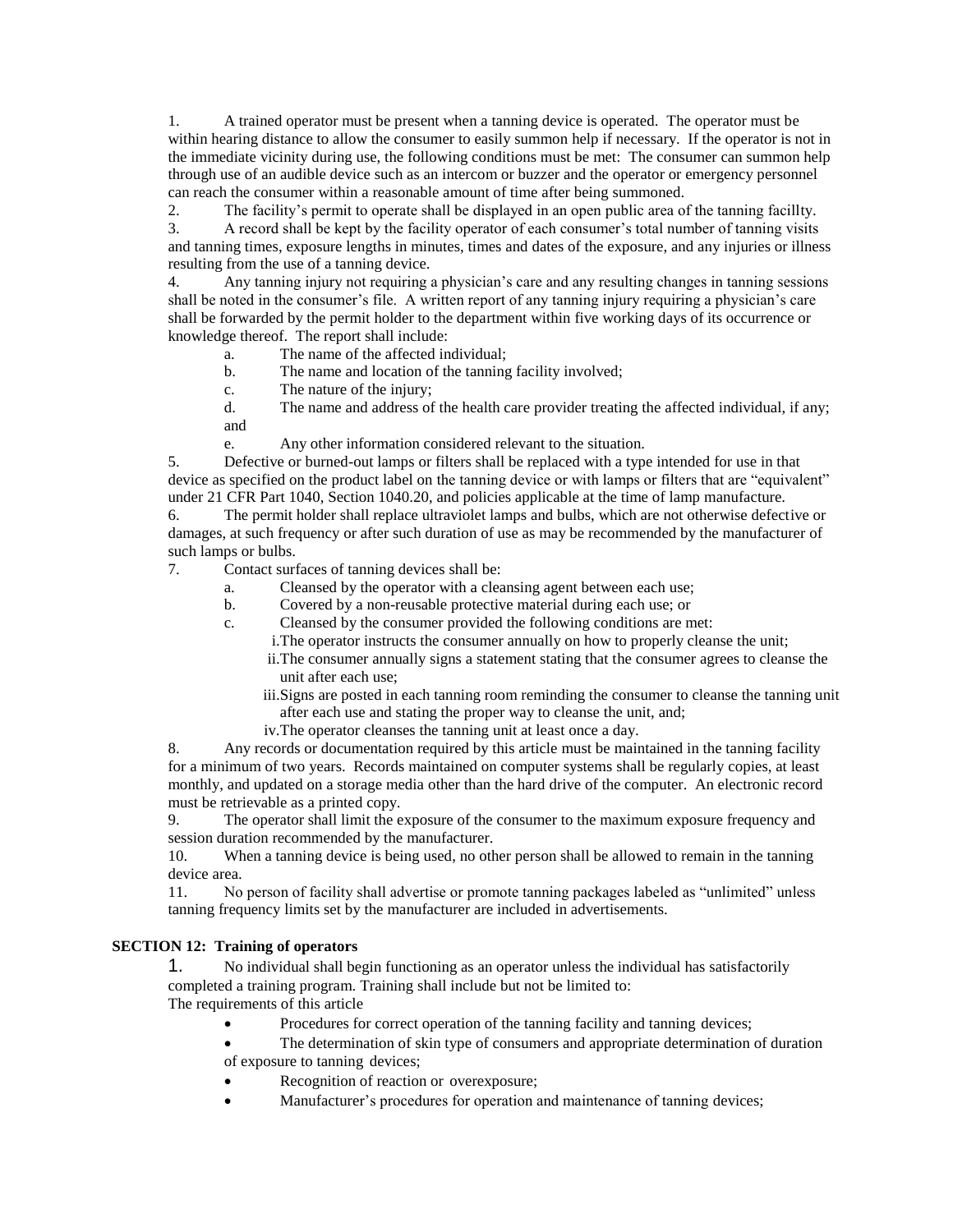1. A trained operator must be present when a tanning device is operated. The operator must be within hearing distance to allow the consumer to easily summon help if necessary. If the operator is not in the immediate vicinity during use, the following conditions must be met: The consumer can summon help through use of an audible device such as an intercom or buzzer and the operator or emergency personnel can reach the consumer within a reasonable amount of time after being summoned.
2. The facility's permit to operate shall be displayed in an open public area of the tanning facillty.
3. A record shall be kept by the facility operator of each consumer's total number of tanning visits and tanning times, exposure lengths in minutes, times and dates of the exposure, and any injuries or illness resulting from the use of a tanning device.
4. Any tanning injury not requiring a physician's care and any resulting changes in tanning sessions shall be noted in the consumer's file. A written report of any tanning injury requiring a physician's care shall be forwarded by the permit holder to the department within five working days of its occurrence or knowledge thereof. The report shall include:
   a. The name of the affected individual;
   b. The name and location of the tanning facility involved;
   c. The nature of the injury;
   d. The name and address of the health care provider treating the affected individual, if any; and
   e. Any other information considered relevant to the situation.
5. Defective or burned-out lamps or filters shall be replaced with a type intended for use in that device as specified on the product label on the tanning device or with lamps or filters that are "equivalent" under 21 CFR Part 1040, Section 1040.20, and policies applicable at the time of lamp manufacture.
6. The permit holder shall replace ultraviolet lamps and bulbs, which are not otherwise defective or damages, at such frequency or after such duration of use as may be recommended by the manufacturer of such lamps or bulbs.
7. Contact surfaces of tanning devices shall be:
   a. Cleansed by the operator with a cleansing agent between each use;
   b. Covered by a non-reusable protective material during each use; or
   c. Cleansed by the consumer provided the following conditions are met:
      i. The operator instructs the consumer annually on how to properly cleanse the unit;
      ii. The consumer annually signs a statement stating that the consumer agrees to cleanse the unit after each use;
      iii. Signs are posted in each tanning room reminding the consumer to cleanse the tanning unit after each use and stating the proper way to cleanse the unit, and;
      iv. The operator cleanses the tanning unit at least once a day.
8. Any records or documentation required by this article must be maintained in the tanning facility for a minimum of two years. Records maintained on computer systems shall be regularly copies, at least monthly, and updated on a storage media other than the hard drive of the computer. An electronic record must be retrievable as a printed copy.
9. The operator shall limit the exposure of the consumer to the maximum exposure frequency and session duration recommended by the manufacturer.
10. When a tanning device is being used, no other person shall be allowed to remain in the tanning device area.
11. No person of facility shall advertise or promote tanning packages labeled as "unlimited" unless tanning frequency limits set by the manufacturer are included in advertisements.

**SECTION 12: Training of operators**

1. No individual shall begin functioning as an operator unless the individual has satisfactorily completed a training program. Training shall include but not be limited to:

The requirements of this article

- Procedures for correct operation of the tanning facility and tanning devices;
- The determination of skin type of consumers and appropriate determination of duration of exposure to tanning devices;
- Recognition of reaction or overexposure;
- Manufacturer's procedures for operation and maintenance of tanning devices;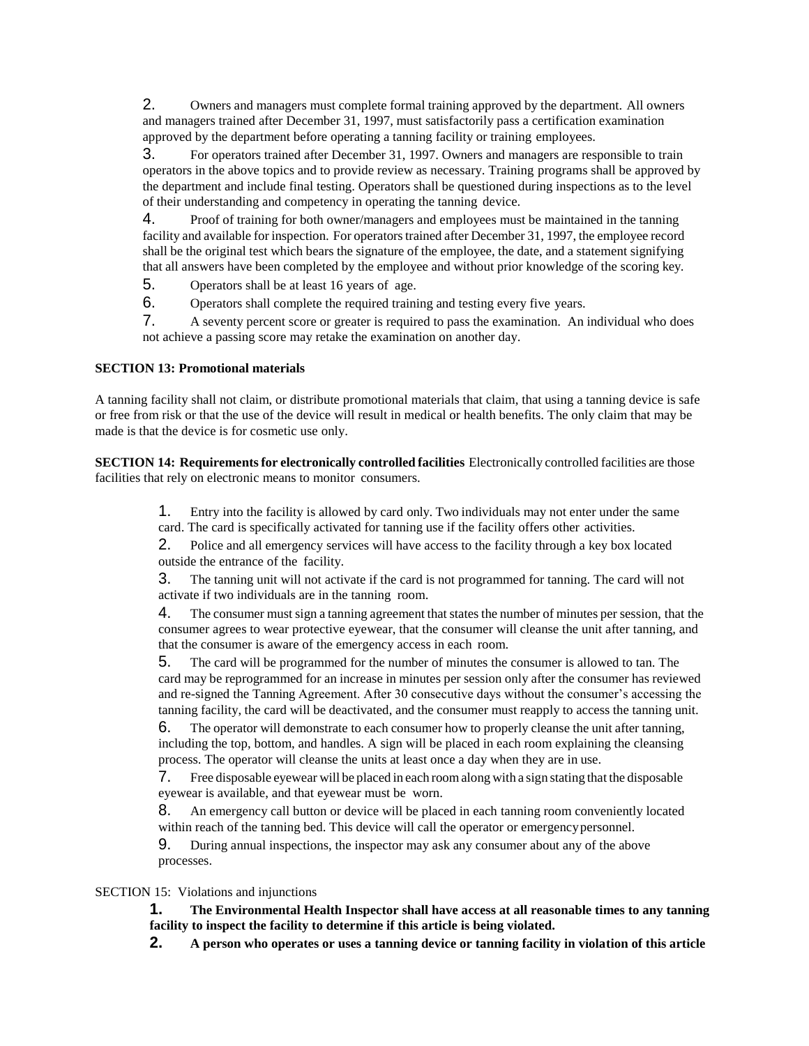2. Owners and managers must complete formal training approved by the department. All owners and managers trained after December 31, 1997, must satisfactorily pass a certification examination approved by the department before operating a tanning facility or training employees.

3. For operators trained after December 31, 1997. Owners and managers are responsible to train operators in the above topics and to provide review as necessary. Training programs shall be approved by the department and include final testing. Operators shall be questioned during inspections as to the level of their understanding and competency in operating the tanning device.

4. Proof of training for both owner/managers and employees must be maintained in the tanning facility and available for inspection. For operators trained after December 31, 1997, the employee record shall be the original test which bears the signature of the employee, the date, and a statement signifying that all answers have been completed by the employee and without prior knowledge of the scoring key.

5. Operators shall be at least 16 years of age.

6. Operators shall complete the required training and testing every five years.

7. A seventy percent score or greater is required to pass the examination. An individual who does not achieve a passing score may retake the examination on another day.

**SECTION 13: Promotional materials**

A tanning facility shall not claim, or distribute promotional materials that claim, that using a tanning device is safe or free from risk or that the use of the device will result in medical or health benefits. The only claim that may be made is that the device is for cosmetic use only.

**SECTION 14: Requirements for electronically controlled facilities** Electronically controlled facilities are those facilities that rely on electronic means to monitor consumers.

1. Entry into the facility is allowed by card only. Two individuals may not enter under the same card. The card is specifically activated for tanning use if the facility offers other activities.

2. Police and all emergency services will have access to the facility through a key box located outside the entrance of the facility.

3. The tanning unit will not activate if the card is not programmed for tanning. The card will not activate if two individuals are in the tanning room.

4. The consumer must sign a tanning agreement that states the number of minutes per session, that the consumer agrees to wear protective eyewear, that the consumer will cleanse the unit after tanning, and that the consumer is aware of the emergency access in each room.

5. The card will be programmed for the number of minutes the consumer is allowed to tan. The card may be reprogrammed for an increase in minutes per session only after the consumer has reviewed and re-signed the Tanning Agreement. After 30 consecutive days without the consumer's accessing the tanning facility, the card will be deactivated, and the consumer must reapply to access the tanning unit.

6. The operator will demonstrate to each consumer how to properly cleanse the unit after tanning, including the top, bottom, and handles. A sign will be placed in each room explaining the cleansing process. The operator will cleanse the units at least once a day when they are in use.

7. Free disposable eyewear will be placed in each room along with a sign stating that the disposable eyewear is available, and that eyewear must be worn.

8. An emergency call button or device will be placed in each tanning room conveniently located within reach of the tanning bed. This device will call the operator or emergency personnel.

9. During annual inspections, the inspector may ask any consumer about any of the above processes.

SECTION 15: Violations and injunctions

**1. The Environmental Health Inspector shall have access at all reasonable times to any tanning facility to inspect the facility to determine if this article is being violated.**

**2. A person who operates or uses a tanning device or tanning facility in violation of this article**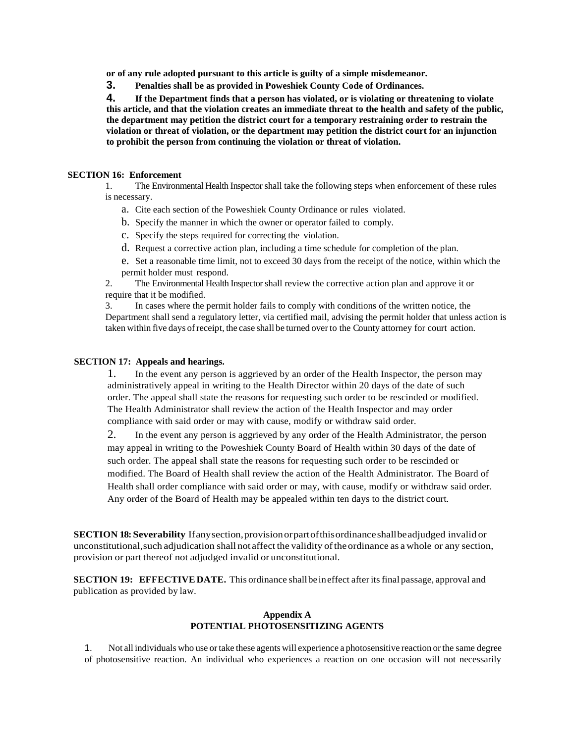**or of any rule adopted pursuant to this article is guilty of a simple misdemeanor.**

**3. Penalties shall be as provided in Poweshiek County Code of Ordinances.**

**4. If the Department finds that a person has violated, or is violating or threatening to violate this article, and that the violation creates an immediate threat to the health and safety of the public, the department may petition the district court for a temporary restraining order to restrain the violation or threat of violation, or the department may petition the district court for an injunction to prohibit the person from continuing the violation or threat of violation.**

**SECTION 16: Enforcement**

1. The Environmental Health Inspector shall take the following steps when enforcement of these rules is necessary.
   a. Cite each section of the Poweshiek County Ordinance or rules violated.
   b. Specify the manner in which the owner or operator failed to comply.
   c. Specify the steps required for correcting the violation.
   d. Request a corrective action plan, including a time schedule for completion of the plan.
   e. Set a reasonable time limit, not to exceed 30 days from the receipt of the notice, within which the permit holder must respond.
2. The Environmental Health Inspector shall review the corrective action plan and approve it or require that it be modified.
3. In cases where the permit holder fails to comply with conditions of the written notice, the Department shall send a regulatory letter, via certified mail, advising the permit holder that unless action is taken within five days of receipt, the case shall be turned over to the County attorney for court action.

**SECTION 17: Appeals and hearings.**

1. In the event any person is aggrieved by an order of the Health Inspector, the person may administratively appeal in writing to the Health Director within 20 days of the date of such order. The appeal shall state the reasons for requesting such order to be rescinded or modified. The Health Administrator shall review the action of the Health Inspector and may order compliance with said order or may with cause, modify or withdraw said order.
2. In the event any person is aggrieved by any order of the Health Administrator, the person may appeal in writing to the Poweshiek County Board of Health within 30 days of the date of such order. The appeal shall state the reasons for requesting such order to be rescinded or modified. The Board of Health shall review the action of the Health Administrator. The Board of Health shall order compliance with said order or may, with cause, modify or withdraw said order. Any order of the Board of Health may be appealed within ten days to the district court.

**SECTION 18: Severability** If any section, provision or part of this ordinance shall be adjudged invalid or unconstitutional, such adjudication shall not affect the validity of the ordinance as a whole or any section, provision or part thereof not adjudged invalid or unconstitutional.

**SECTION 19: EFFECTIVE DATE.** This ordinance shall be in effect after its final passage, approval and publication as provided by law.

## Appendix A
## POTENTIAL PHOTOSENSITIZING AGENTS

1. Not all individuals who use or take these agents will experience a photosensitive reaction or the same degree of photosensitive reaction. An individual who experiences a reaction on one occasion will not necessarily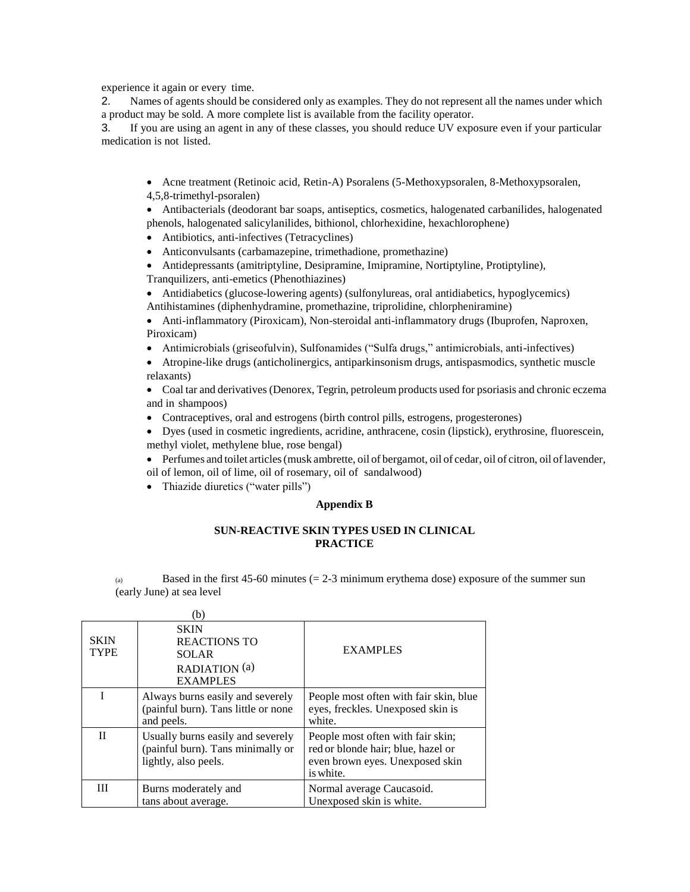experience it again or every time.

2. Names of agents should be considered only as examples. They do not represent all the names under which a product may be sold. A more complete list is available from the facility operator.

3. If you are using an agent in any of these classes, you should reduce UV exposure even if your particular medication is not listed.

- Acne treatment (Retinoic acid, Retin-A) Psoralens (5-Methoxypsoralen, 8-Methoxypsoralen, 4,5,8-trimethyl-psoralen)
- Antibacterials (deodorant bar soaps, antiseptics, cosmetics, halogenated carbanilides, halogenated phenols, halogenated salicylanilides, bithionol, chlorhexidine, hexachlorophene)
- Antibiotics, anti-infectives (Tetracyclines)
- Anticonvulsants (carbamazepine, trimethadione, promethazine)
- Antidepressants (amitriptyline, Desipramine, Imipramine, Nortiptyline, Protiptyline), Tranquilizers, anti-emetics (Phenothiazines)
- Antidiabetics (glucose-lowering agents) (sulfonylureas, oral antidiabetics, hypoglycemics) Antihistamines (diphenhydramine, promethazine, triprolidine, chlorpheniramine)
- Anti-inflammatory (Piroxicam), Non-steroidal anti-inflammatory drugs (Ibuprofen, Naproxen, Piroxicam)
- Antimicrobials (griseofulvin), Sulfonamides ("Sulfa drugs," antimicrobials, anti-infectives)
- Atropine-like drugs (anticholinergics, antiparkinsonism drugs, antispasmodics, synthetic muscle relaxants)
- Coal tar and derivatives (Denorex, Tegrin, petroleum products used for psoriasis and chronic eczema and in shampoos)
- Contraceptives, oral and estrogens (birth control pills, estrogens, progesterones)
- Dyes (used in cosmetic ingredients, acridine, anthracene, cosin (lipstick), erythrosine, fluorescein, methyl violet, methylene blue, rose bengal)
- Perfumes and toilet articles (musk ambrette, oil of bergamot, oil of cedar, oil of citron, oil of lavender, oil of lemon, oil of lime, oil of rosemary, oil of sandalwood)
- Thiazide diuretics ("water pills")

## Appendix B

### SUN-REACTIVE SKIN TYPES USED IN CLINICAL PRACTICE

(a) Based in the first 45-60 minutes (= 2-3 minimum erythema dose) exposure of the summer sun (early June) at sea level

(b)

| SKIN TYPE | SKIN REACTIONS TO SOLAR RADIATION (a) EXAMPLES | EXAMPLES |
|---|---|---|
| I | Always burns easily and severely (painful burn). Tans little or none and peels. | People most often with fair skin, blue eyes, freckles. Unexposed skin is white. |
| II | Usually burns easily and severely (painful burn). Tans minimally or lightly, also peels. | People most often with fair skin; red or blonde hair; blue, hazel or even brown eyes. Unexposed skin is white. |
| III | Burns moderately and tans about average. | Normal average Caucasoid. Unexposed skin is white. |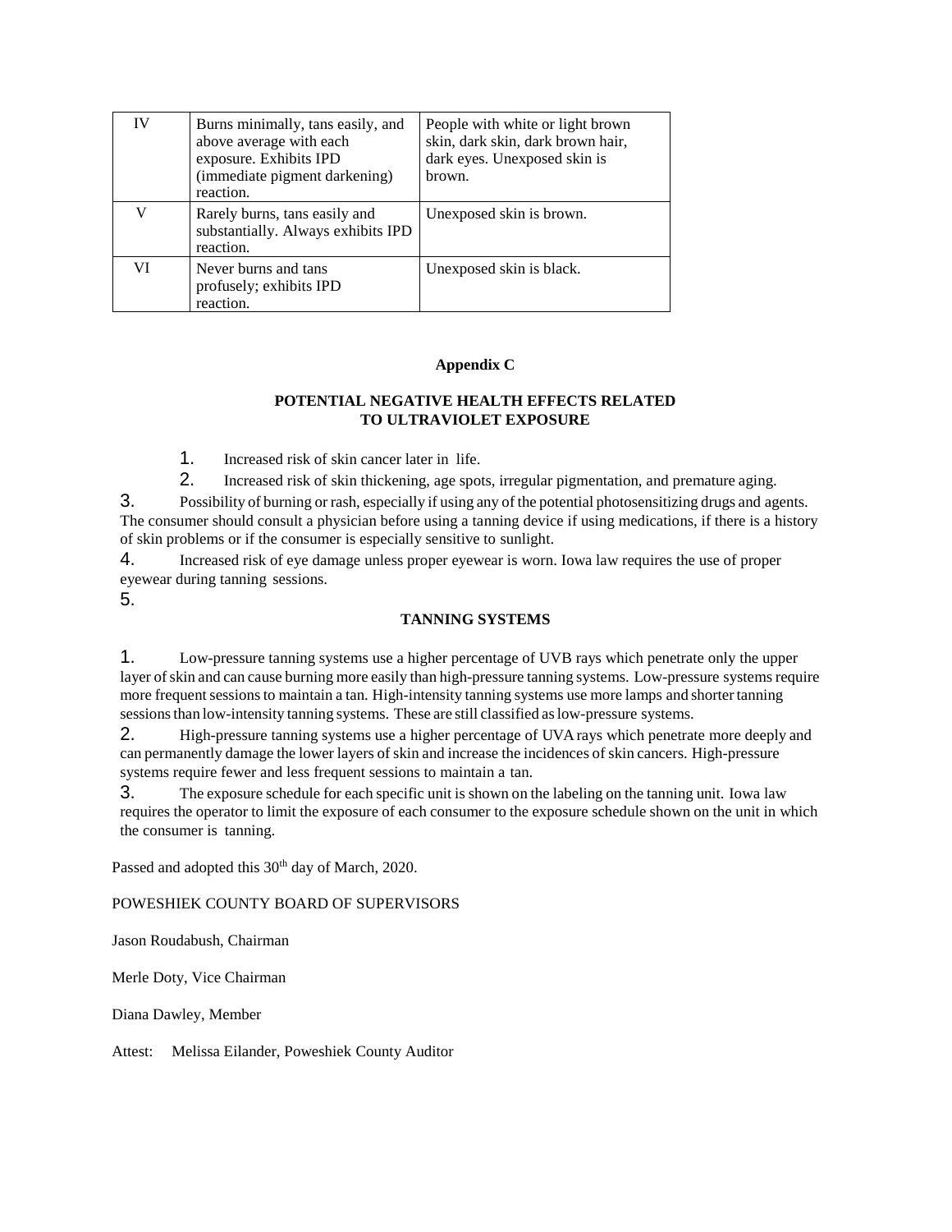| IV | Burns minimally, tans easily, and above average with each exposure. Exhibits IPD (immediate pigment darkening) reaction. | People with white or light brown skin, dark skin, dark brown hair, dark eyes. Unexposed skin is brown. |
|---|---|---|
| V | Rarely burns, tans easily and substantially. Always exhibits IPD reaction. | Unexposed skin is brown. |
| VI | Never burns and tans profusely; exhibits IPD reaction. | Unexposed skin is black. |

**Appendix C**

**POTENTIAL NEGATIVE HEALTH EFFECTS RELATED TO ULTRAVIOLET EXPOSURE**

1. Increased risk of skin cancer later in life.
2. Increased risk of skin thickening, age spots, irregular pigmentation, and premature aging.
3. Possibility of burning or rash, especially if using any of the potential photosensitizing drugs and agents. The consumer should consult a physician before using a tanning device if using medications, if there is a history of skin problems or if the consumer is especially sensitive to sunlight.
4. Increased risk of eye damage unless proper eyewear is worn. Iowa law requires the use of proper eyewear during tanning sessions.
5.

**TANNING SYSTEMS**

1. Low-pressure tanning systems use a higher percentage of UVB rays which penetrate only the upper layer of skin and can cause burning more easily than high-pressure tanning systems. Low-pressure systems require more frequent sessions to maintain a tan. High-intensity tanning systems use more lamps and shorter tanning sessions than low-intensity tanning systems. These are still classified as low-pressure systems.
2. High-pressure tanning systems use a higher percentage of UVA rays which penetrate more deeply and can permanently damage the lower layers of skin and increase the incidences of skin cancers. High-pressure systems require fewer and less frequent sessions to maintain a tan.
3. The exposure schedule for each specific unit is shown on the labeling on the tanning unit. Iowa law requires the operator to limit the exposure of each consumer to the exposure schedule shown on the unit in which the consumer is tanning.

Passed and adopted this 30th day of March, 2020.

POWESHIEK COUNTY BOARD OF SUPERVISORS

Jason Roudabush, Chairman

Merle Doty, Vice Chairman

Diana Dawley, Member

Attest: Melissa Eilander, Poweshiek County Auditor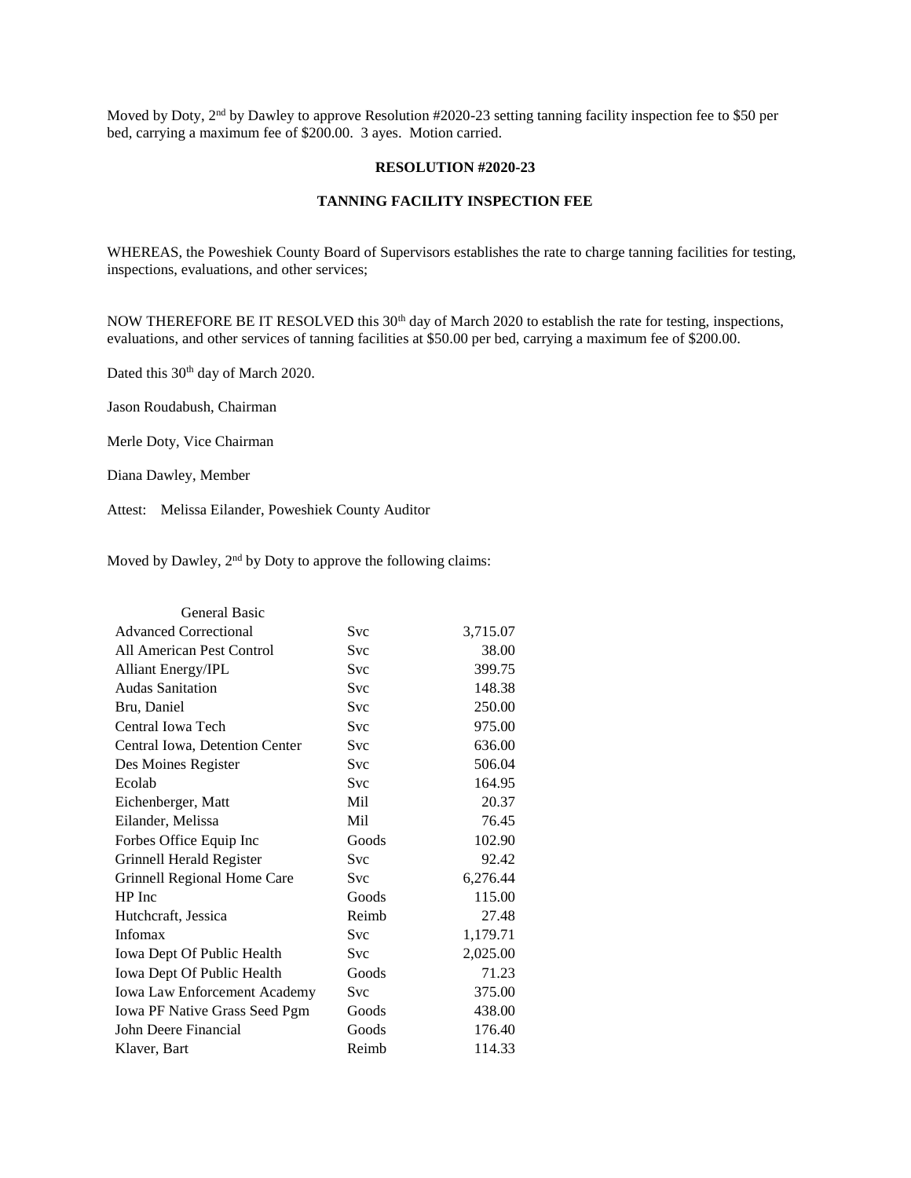Moved by Doty, 2nd by Dawley to approve Resolution #2020-23 setting tanning facility inspection fee to $50 per bed, carrying a maximum fee of $200.00. 3 ayes. Motion carried.

**RESOLUTION #2020-23**

**TANNING FACILITY INSPECTION FEE**

WHEREAS, the Poweshiek County Board of Supervisors establishes the rate to charge tanning facilities for testing, inspections, evaluations, and other services;

NOW THEREFORE BE IT RESOLVED this 30th day of March 2020 to establish the rate for testing, inspections, evaluations, and other services of tanning facilities at $50.00 per bed, carrying a maximum fee of $200.00.

Dated this 30th day of March 2020.

Jason Roudabush, Chairman

Merle Doty, Vice Chairman

Diana Dawley, Member

Attest: Melissa Eilander, Poweshiek County Auditor

Moved by Dawley, 2nd by Doty to approve the following claims:

| General Basic | | |
|---|---|---|
| Advanced Correctional | Svc | 3,715.07 |
| All American Pest Control | Svc | 38.00 |
| Alliant Energy/IPL | Svc | 399.75 |
| Audas Sanitation | Svc | 148.38 |
| Bru, Daniel | Svc | 250.00 |
| Central Iowa Tech | Svc | 975.00 |
| Central Iowa, Detention Center | Svc | 636.00 |
| Des Moines Register | Svc | 506.04 |
| Ecolab | Svc | 164.95 |
| Eichenberger, Matt | Mil | 20.37 |
| Eilander, Melissa | Mil | 76.45 |
| Forbes Office Equip Inc | Goods | 102.90 |
| Grinnell Herald Register | Svc | 92.42 |
| Grinnell Regional Home Care | Svc | 6,276.44 |
| HP Inc | Goods | 115.00 |
| Hutchcraft, Jessica | Reimb | 27.48 |
| Infomax | Svc | 1,179.71 |
| Iowa Dept Of Public Health | Svc | 2,025.00 |
| Iowa Dept Of Public Health | Goods | 71.23 |
| Iowa Law Enforcement Academy | Svc | 375.00 |
| Iowa PF Native Grass Seed Pgm | Goods | 438.00 |
| John Deere Financial | Goods | 176.40 |
| Klaver, Bart | Reimb | 114.33 |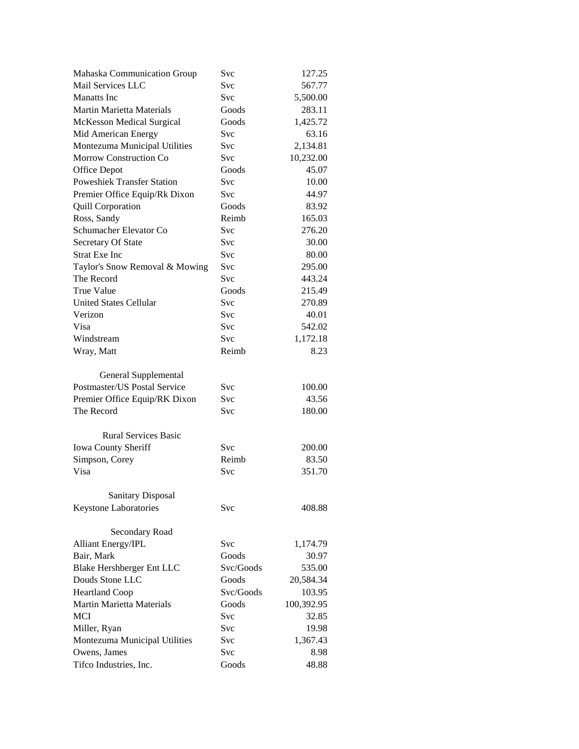| | | |
|---|---|---|
| Mahaska Communication Group | Svc | 127.25 |
| Mail Services LLC | Svc | 567.77 |
| Manatts Inc | Svc | 5,500.00 |
| Martin Marietta Materials | Goods | 283.11 |
| McKesson Medical Surgical | Goods | 1,425.72 |
| Mid American Energy | Svc | 63.16 |
| Montezuma Municipal Utilities | Svc | 2,134.81 |
| Morrow Construction Co | Svc | 10,232.00 |
| Office Depot | Goods | 45.07 |
| Poweshiek Transfer Station | Svc | 10.00 |
| Premier Office Equip/Rk Dixon | Svc | 44.97 |
| Quill Corporation | Goods | 83.92 |
| Ross, Sandy | Reimb | 165.03 |
| Schumacher Elevator Co | Svc | 276.20 |
| Secretary Of State | Svc | 30.00 |
| Strat Exe Inc | Svc | 80.00 |
| Taylor's Snow Removal & Mowing | Svc | 295.00 |
| The Record | Svc | 443.24 |
| True Value | Goods | 215.49 |
| United States Cellular | Svc | 270.89 |
| Verizon | Svc | 40.01 |
| Visa | Svc | 542.02 |
| Windstream | Svc | 1,172.18 |
| Wray, Matt | Reimb | 8.23 |
| | | |
| General Supplemental | | |
| Postmaster/US Postal Service | Svc | 100.00 |
| Premier Office Equip/RK Dixon | Svc | 43.56 |
| The Record | Svc | 180.00 |
| | | |
| Rural Services Basic | | |
| Iowa County Sheriff | Svc | 200.00 |
| Simpson, Corey | Reimb | 83.50 |
| Visa | Svc | 351.70 |
| | | |
| Sanitary Disposal | | |
| Keystone Laboratories | Svc | 408.88 |
| | | |
| Secondary Road | | |
| Alliant Energy/IPL | Svc | 1,174.79 |
| Bair, Mark | Goods | 30.97 |
| Blake Hershberger Ent LLC | Svc/Goods | 535.00 |
| Douds Stone LLC | Goods | 20,584.34 |
| Heartland Coop | Svc/Goods | 103.95 |
| Martin Marietta Materials | Goods | 100,392.95 |
| MCI | Svc | 32.85 |
| Miller, Ryan | Svc | 19.98 |
| Montezuma Municipal Utilities | Svc | 1,367.43 |
| Owens, James | Svc | 8.98 |
| Tifco Industries, Inc. | Goods | 48.88 |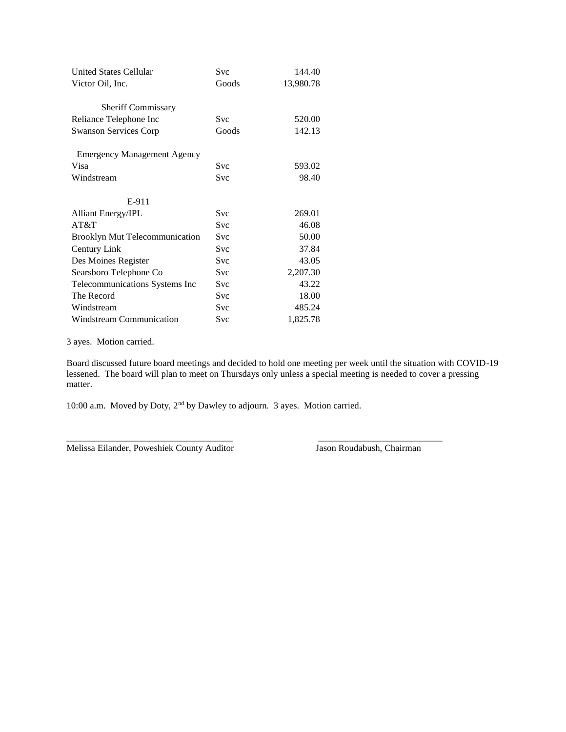| | | |
|---|---|---|
| United States Cellular | Svc | 144.40 |
| Victor Oil, Inc. | Goods | 13,980.78 |
| | | |
| Sheriff Commissary | | |
| Reliance Telephone Inc | Svc | 520.00 |
| Swanson Services Corp | Goods | 142.13 |
| | | |
| Emergency Management Agency | | |
| Visa | Svc | 593.02 |
| Windstream | Svc | 98.40 |
| | | |
| E-911 | | |
| Alliant Energy/IPL | Svc | 269.01 |
| AT&T | Svc | 46.08 |
| Brooklyn Mut Telecommunication | Svc | 50.00 |
| Century Link | Svc | 37.84 |
| Des Moines Register | Svc | 43.05 |
| Searsboro Telephone Co | Svc | 2,207.30 |
| Telecommunications Systems Inc | Svc | 43.22 |
| The Record | Svc | 18.00 |
| Windstream | Svc | 485.24 |
| Windstream Communication | Svc | 1,825.78 |

3 ayes. Motion carried.

Board discussed future board meetings and decided to hold one meeting per week until the situation with COVID-19 lessened. The board will plan to meet on Thursdays only unless a special meeting is needed to cover a pressing matter.

10:00 a.m. Moved by Doty, 2nd by Dawley to adjourn. 3 ayes. Motion carried.

\_\_\_\_\_\_\_\_\_\_\_\_\_\_\_\_\_\_\_\_\_\_\_\_\_\_\_\_\_\_\_\_\_\_\_\_ \_\_\_\_\_\_\_\_\_\_\_\_\_\_\_\_\_\_\_\_\_\_\_\_\_\_\_\_

Melissa Eilander, Poweshiek County Auditor Jason Roudabush, Chairman